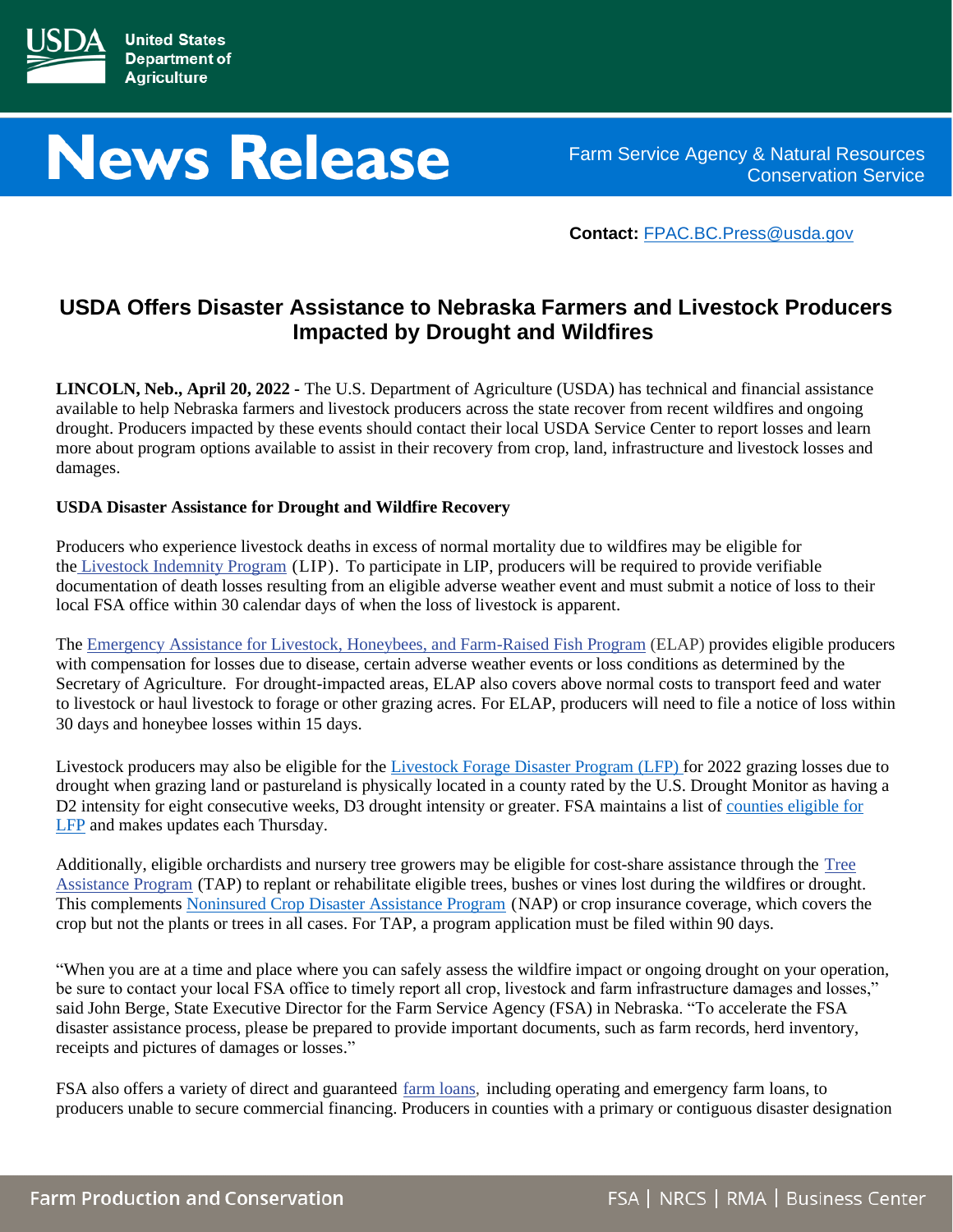**United States Department of Agriculture**

# News Release

Farm Service Agency & Natural Resources Conservation Service

**Contact:** FPAC.BC.Press@usda.gov

## USDA Offers Disaster Assistance to Nebraska Farmers and Livestock Producers Impacted by Drought and Wildfires

**LINCOLN, Neb., April 20, 2022 -** The U.S. Department of Agriculture (USDA) has technical and financial assistance available to help Nebraska farmers and livestock producers across the state recover from recent wildfires and ongoing drought. Producers impacted by these events should contact their local USDA Service Center to report losses and learn more about program options available to assist in their recovery from crop, land, infrastructure and livestock losses and damages.

**USDA Disaster Assistance for Drought and Wildfire Recovery**

Producers who experience livestock deaths in excess of normal mortality due to wildfires may be eligible for the Livestock Indemnity Program (LIP). To participate in LIP, producers will be required to provide verifiable documentation of death losses resulting from an eligible adverse weather event and must submit a notice of loss to their local FSA office within 30 calendar days of when the loss of livestock is apparent.

The Emergency Assistance for Livestock, Honeybees, and Farm-Raised Fish Program (ELAP) provides eligible producers with compensation for losses due to disease, certain adverse weather events or loss conditions as determined by the Secretary of Agriculture. For drought-impacted areas, ELAP also covers above normal costs to transport feed and water to livestock or haul livestock to forage or other grazing acres. For ELAP, producers will need to file a notice of loss within 30 days and honeybee losses within 15 days.

Livestock producers may also be eligible for the Livestock Forage Disaster Program (LFP) for 2022 grazing losses due to drought when grazing land or pastureland is physically located in a county rated by the U.S. Drought Monitor as having a D2 intensity for eight consecutive weeks, D3 drought intensity or greater. FSA maintains a list of counties eligible for LFP and makes updates each Thursday.

Additionally, eligible orchardists and nursery tree growers may be eligible for cost-share assistance through the Tree Assistance Program (TAP) to replant or rehabilitate eligible trees, bushes or vines lost during the wildfires or drought. This complements Noninsured Crop Disaster Assistance Program (NAP) or crop insurance coverage, which covers the crop but not the plants or trees in all cases. For TAP, a program application must be filed within 90 days.

"When you are at a time and place where you can safely assess the wildfire impact or ongoing drought on your operation, be sure to contact your local FSA office to timely report all crop, livestock and farm infrastructure damages and losses," said John Berge, State Executive Director for the Farm Service Agency (FSA) in Nebraska. "To accelerate the FSA disaster assistance process, please be prepared to provide important documents, such as farm records, herd inventory, receipts and pictures of damages or losses."

FSA also offers a variety of direct and guaranteed farm loans, including operating and emergency farm loans, to producers unable to secure commercial financing. Producers in counties with a primary or contiguous disaster designation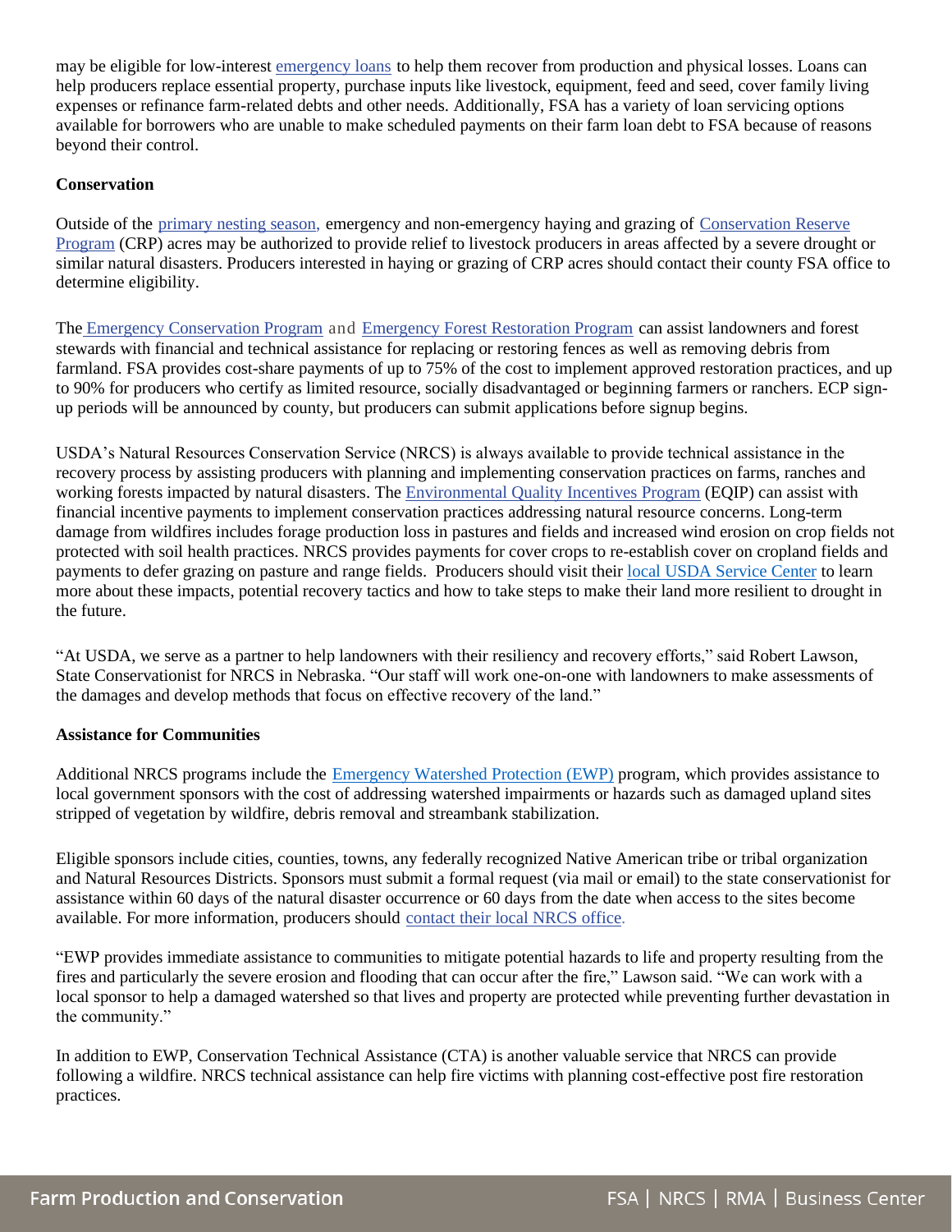may be eligible for low-interest emergency loans to help them recover from production and physical losses. Loans can help producers replace essential property, purchase inputs like livestock, equipment, feed and seed, cover family living expenses or refinance farm-related debts and other needs. Additionally, FSA has a variety of loan servicing options available for borrowers who are unable to make scheduled payments on their farm loan debt to FSA because of reasons beyond their control.

**Conservation**

Outside of the primary nesting season, emergency and non-emergency haying and grazing of Conservation Reserve Program (CRP) acres may be authorized to provide relief to livestock producers in areas affected by a severe drought or similar natural disasters. Producers interested in haying or grazing of CRP acres should contact their county FSA office to determine eligibility.

The Emergency Conservation Program and Emergency Forest Restoration Program can assist landowners and forest stewards with financial and technical assistance for replacing or restoring fences as well as removing debris from farmland. FSA provides cost-share payments of up to 75% of the cost to implement approved restoration practices, and up to 90% for producers who certify as limited resource, socially disadvantaged or beginning farmers or ranchers. ECP sign-up periods will be announced by county, but producers can submit applications before signup begins.

USDA's Natural Resources Conservation Service (NRCS) is always available to provide technical assistance in the recovery process by assisting producers with planning and implementing conservation practices on farms, ranches and working forests impacted by natural disasters. The Environmental Quality Incentives Program (EQIP) can assist with financial incentive payments to implement conservation practices addressing natural resource concerns. Long-term damage from wildfires includes forage production loss in pastures and fields and increased wind erosion on crop fields not protected with soil health practices. NRCS provides payments for cover crops to re-establish cover on cropland fields and payments to defer grazing on pasture and range fields. Producers should visit their local USDA Service Center to learn more about these impacts, potential recovery tactics and how to take steps to make their land more resilient to drought in the future.

"At USDA, we serve as a partner to help landowners with their resiliency and recovery efforts," said Robert Lawson, State Conservationist for NRCS in Nebraska. "Our staff will work one-on-one with landowners to make assessments of the damages and develop methods that focus on effective recovery of the land."

**Assistance for Communities**

Additional NRCS programs include the Emergency Watershed Protection (EWP) program, which provides assistance to local government sponsors with the cost of addressing watershed impairments or hazards such as damaged upland sites stripped of vegetation by wildfire, debris removal and streambank stabilization.

Eligible sponsors include cities, counties, towns, any federally recognized Native American tribe or tribal organization and Natural Resources Districts. Sponsors must submit a formal request (via mail or email) to the state conservationist for assistance within 60 days of the natural disaster occurrence or 60 days from the date when access to the sites become available. For more information, producers should contact their local NRCS office.

"EWP provides immediate assistance to communities to mitigate potential hazards to life and property resulting from the fires and particularly the severe erosion and flooding that can occur after the fire," Lawson said. "We can work with a local sponsor to help a damaged watershed so that lives and property are protected while preventing further devastation in the community."

In addition to EWP, Conservation Technical Assistance (CTA) is another valuable service that NRCS can provide following a wildfire. NRCS technical assistance can help fire victims with planning cost-effective post fire restoration practices.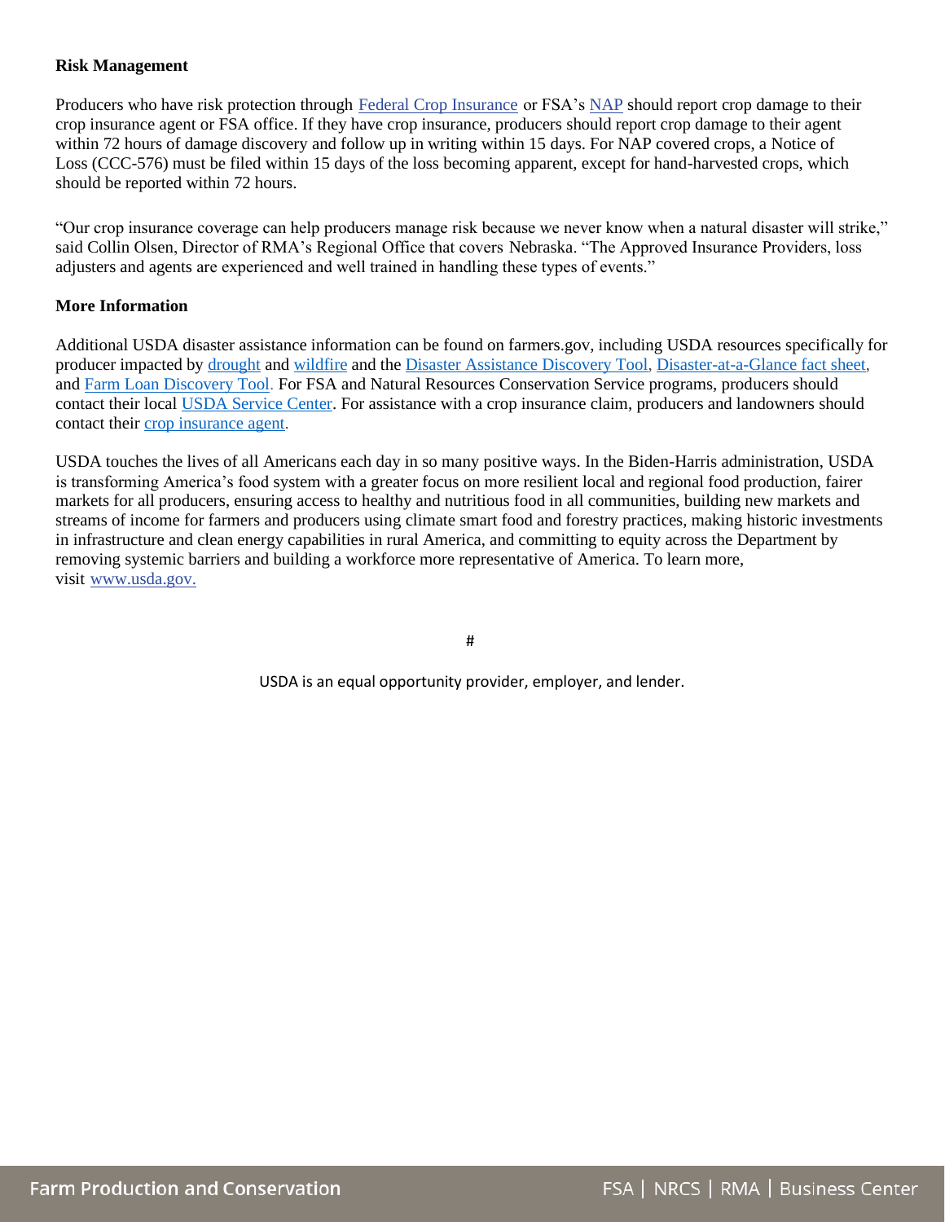**Risk Management**

Producers who have risk protection through Federal Crop Insurance or FSA's NAP should report crop damage to their crop insurance agent or FSA office. If they have crop insurance, producers should report crop damage to their agent within 72 hours of damage discovery and follow up in writing within 15 days. For NAP covered crops, a Notice of Loss (CCC-576) must be filed within 15 days of the loss becoming apparent, except for hand-harvested crops, which should be reported within 72 hours.

"Our crop insurance coverage can help producers manage risk because we never know when a natural disaster will strike," said Collin Olsen, Director of RMA's Regional Office that covers Nebraska. "The Approved Insurance Providers, loss adjusters and agents are experienced and well trained in handling these types of events."

**More Information**

Additional USDA disaster assistance information can be found on farmers.gov, including USDA resources specifically for producer impacted by drought and wildfire and the Disaster Assistance Discovery Tool, Disaster-at-a-Glance fact sheet, and Farm Loan Discovery Tool. For FSA and Natural Resources Conservation Service programs, producers should contact their local USDA Service Center. For assistance with a crop insurance claim, producers and landowners should contact their crop insurance agent.

USDA touches the lives of all Americans each day in so many positive ways. In the Biden-Harris administration, USDA is transforming America's food system with a greater focus on more resilient local and regional food production, fairer markets for all producers, ensuring access to healthy and nutritious food in all communities, building new markets and streams of income for farmers and producers using climate smart food and forestry practices, making historic investments in infrastructure and clean energy capabilities in rural America, and committing to equity across the Department by removing systemic barriers and building a workforce more representative of America. To learn more, visit www.usda.gov.

#

USDA is an equal opportunity provider, employer, and lender.